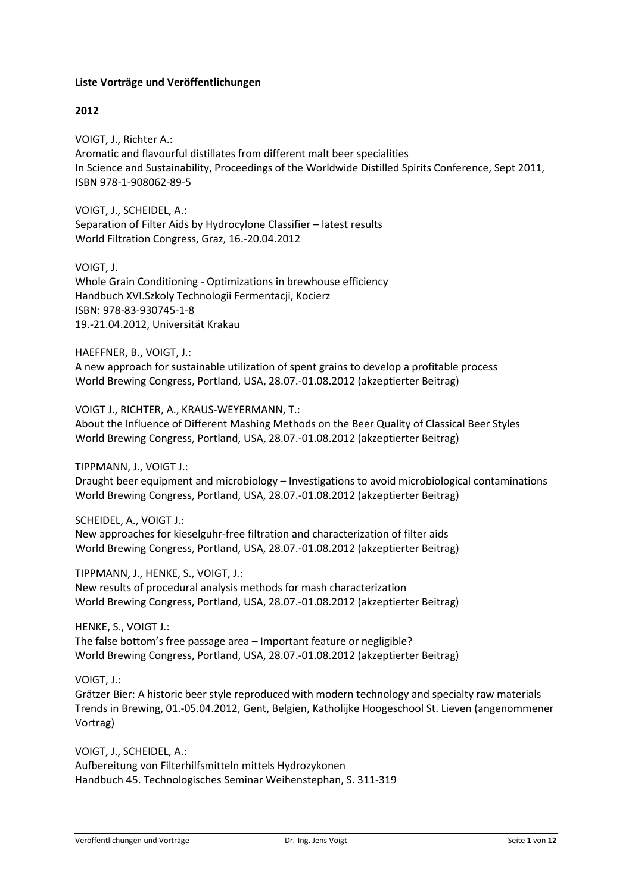**Liste Vorträge und Veröffentlichungen**

**2012**

VOIGT, J., Richter A.:
Aromatic and flavourful distillates from different malt beer specialities
In Science and Sustainability, Proceedings of the Worldwide Distilled Spirits Conference, Sept 2011, ISBN 978-1-908062-89-5

VOIGT, J., SCHEIDEL, A.:
Separation of Filter Aids by Hydrocylone Classifier – latest results
World Filtration Congress, Graz, 16.-20.04.2012

VOIGT, J.
Whole Grain Conditioning - Optimizations in brewhouse efficiency
Handbuch XVI.Szkoly Technologii Fermentacji, Kocierz
ISBN: 978-83-930745-1-8
19.-21.04.2012, Universität Krakau

HAEFFNER, B., VOIGT, J.:
A new approach for sustainable utilization of spent grains to develop a profitable process
World Brewing Congress, Portland, USA, 28.07.-01.08.2012 (akzeptierter Beitrag)

VOIGT J., RICHTER, A., KRAUS-WEYERMANN, T.:
About the Influence of Different Mashing Methods on the Beer Quality of Classical Beer Styles
World Brewing Congress, Portland, USA, 28.07.-01.08.2012 (akzeptierter Beitrag)

TIPPMANN, J., VOIGT J.:
Draught beer equipment and microbiology – Investigations to avoid microbiological contaminations
World Brewing Congress, Portland, USA, 28.07.-01.08.2012 (akzeptierter Beitrag)

SCHEIDEL, A., VOIGT J.:
New approaches for kieselguhr-free filtration and characterization of filter aids
World Brewing Congress, Portland, USA, 28.07.-01.08.2012 (akzeptierter Beitrag)

TIPPMANN, J., HENKE, S., VOIGT, J.:
New results of procedural analysis methods for mash characterization
World Brewing Congress, Portland, USA, 28.07.-01.08.2012 (akzeptierter Beitrag)

HENKE, S., VOIGT J.:
The false bottom's free passage area – Important feature or negligible?
World Brewing Congress, Portland, USA, 28.07.-01.08.2012 (akzeptierter Beitrag)

VOIGT, J.:
Grätzer Bier: A historic beer style reproduced with modern technology and specialty raw materials
Trends in Brewing, 01.-05.04.2012, Gent, Belgien, Katholijke Hoogeschool St. Lieven (angenommener Vortrag)

VOIGT, J., SCHEIDEL, A.:
Aufbereitung von Filterhilfsmitteln mittels Hydrozykonen
Handbuch 45. Technologisches Seminar Weihenstephan, S. 311-319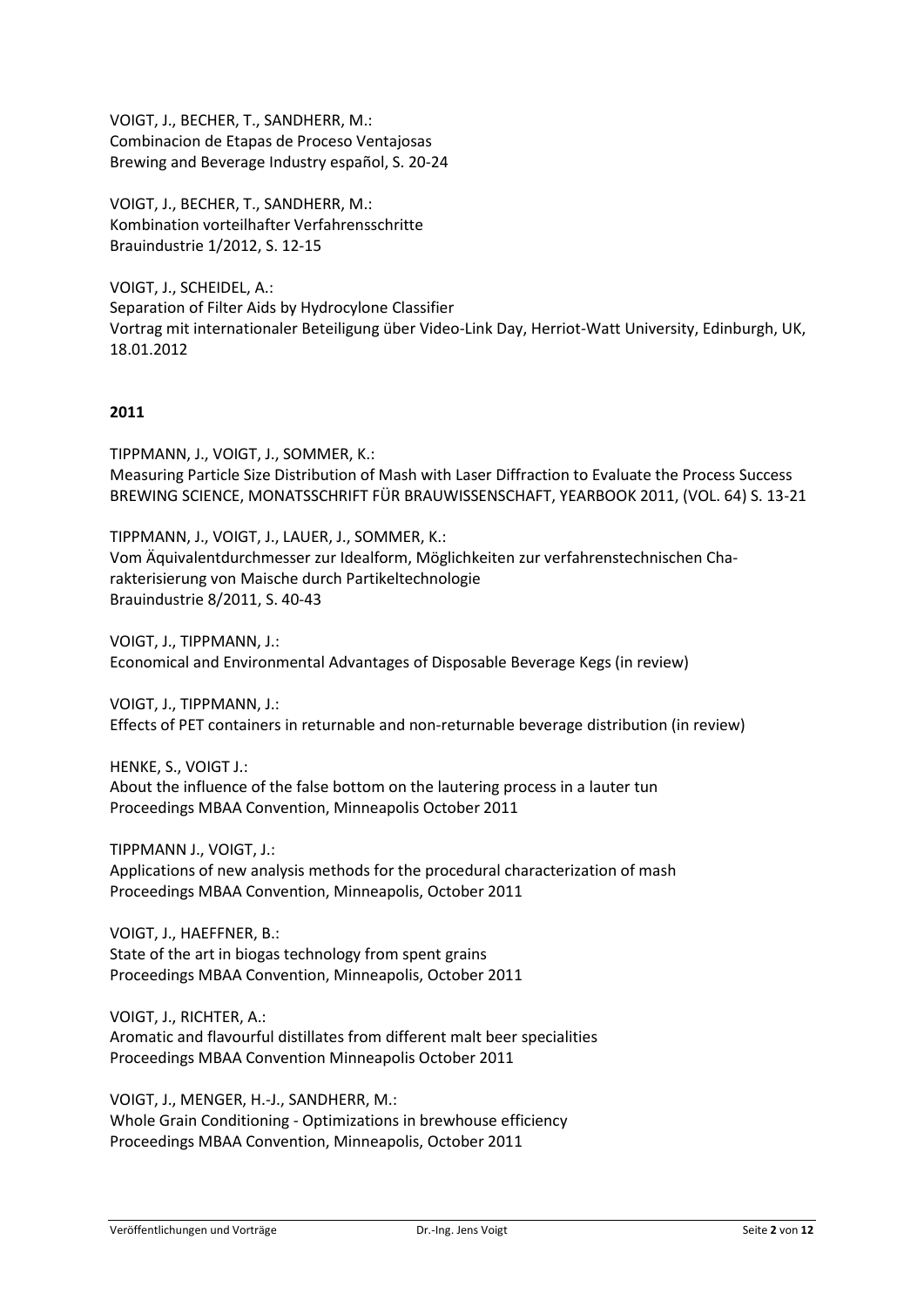VOIGT, J., BECHER, T., SANDHERR, M.:
Combinacion de Etapas de Proceso Ventajosas
Brewing and Beverage Industry español, S. 20-24

VOIGT, J., BECHER, T., SANDHERR, M.:
Kombination vorteilhafter Verfahrensschritte
Brauindustrie 1/2012, S. 12-15

VOIGT, J., SCHEIDEL, A.:
Separation of Filter Aids by Hydrocylone Classifier
Vortrag mit internationaler Beteiligung über Video-Link Day, Herriot-Watt University, Edinburgh, UK, 18.01.2012

**2011**

TIPPMANN, J., VOIGT, J., SOMMER, K.:
Measuring Particle Size Distribution of Mash with Laser Diffraction to Evaluate the Process Success
BREWING SCIENCE, MONATSSCHRIFT FÜR BRAUWISSENSCHAFT, YEARBOOK 2011, (VOL. 64) S. 13-21

TIPPMANN, J., VOIGT, J., LAUER, J., SOMMER, K.:
Vom Äquivalentdurchmesser zur Idealform, Möglichkeiten zur verfahrenstechnischen Charakterisierung von Maische durch Partikeltechnologie
Brauindustrie 8/2011, S. 40-43

VOIGT, J., TIPPMANN, J.:
Economical and Environmental Advantages of Disposable Beverage Kegs (in review)

VOIGT, J., TIPPMANN, J.:
Effects of PET containers in returnable and non-returnable beverage distribution (in review)

HENKE, S., VOIGT J.:
About the influence of the false bottom on the lautering process in a lauter tun
Proceedings MBAA Convention, Minneapolis October 2011

TIPPMANN J., VOIGT, J.:
Applications of new analysis methods for the procedural characterization of mash
Proceedings MBAA Convention, Minneapolis, October 2011

VOIGT, J., HAEFFNER, B.:
State of the art in biogas technology from spent grains
Proceedings MBAA Convention, Minneapolis, October 2011

VOIGT, J., RICHTER, A.:
Aromatic and flavourful distillates from different malt beer specialities
Proceedings MBAA Convention Minneapolis October 2011

VOIGT, J., MENGER, H.-J., SANDHERR, M.:
Whole Grain Conditioning - Optimizations in brewhouse efficiency
Proceedings MBAA Convention, Minneapolis, October 2011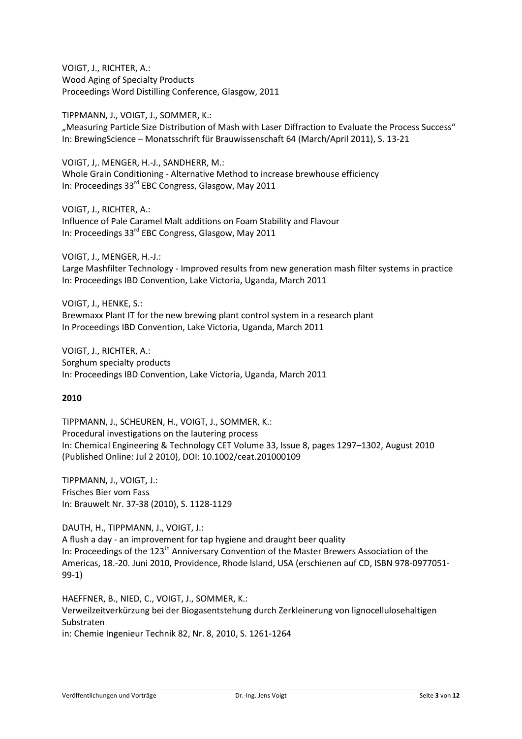VOIGT, J., RICHTER, A.:
Wood Aging of Specialty Products
Proceedings Word Distilling Conference, Glasgow, 2011

TIPPMANN, J., VOIGT, J., SOMMER, K.:
„Measuring Particle Size Distribution of Mash with Laser Diffraction to Evaluate the Process Success"
In: BrewingScience – Monatsschrift für Brauwissenschaft 64 (March/April 2011), S. 13-21

VOIGT, J,. MENGER, H.-J., SANDHERR, M.:
Whole Grain Conditioning - Alternative Method to increase brewhouse efficiency
In: Proceedings 33rd EBC Congress, Glasgow, May 2011

VOIGT, J., RICHTER, A.:
Influence of Pale Caramel Malt additions on Foam Stability and Flavour
In: Proceedings 33rd EBC Congress, Glasgow, May 2011

VOIGT, J., MENGER, H.-J.:
Large Mashfilter Technology - Improved results from new generation mash filter systems in practice
In: Proceedings IBD Convention, Lake Victoria, Uganda, March 2011

VOIGT, J., HENKE, S.:
Brewmaxx Plant IT for the new brewing plant control system in a research plant
In Proceedings IBD Convention, Lake Victoria, Uganda, March 2011

VOIGT, J., RICHTER, A.:
Sorghum specialty products
In: Proceedings IBD Convention, Lake Victoria, Uganda, March 2011

**2010**

TIPPMANN, J., SCHEUREN, H., VOIGT, J., SOMMER, K.:
Procedural investigations on the lautering process
In: Chemical Engineering & Technology CET Volume 33, Issue 8, pages 1297–1302, August 2010 (Published Online: Jul 2 2010), DOI: 10.1002/ceat.201000109

TIPPMANN, J., VOIGT, J.:
Frisches Bier vom Fass
In: Brauwelt Nr. 37-38 (2010), S. 1128-1129

DAUTH, H., TIPPMANN, J., VOIGT, J.:
A flush a day - an improvement for tap hygiene and draught beer quality
In: Proceedings of the 123th Anniversary Convention of the Master Brewers Association of the Americas, 18.-20. Juni 2010, Providence, Rhode lsland, USA (erschienen auf CD, ISBN 978-0977051-99-1)

HAEFFNER, B., NIED, C., VOIGT, J., SOMMER, K.:
Verweilzeitverkürzung bei der Biogasentstehung durch Zerkleinerung von lignocellulosehaltigen Substraten
in: Chemie Ingenieur Technik 82, Nr. 8, 2010, S. 1261-1264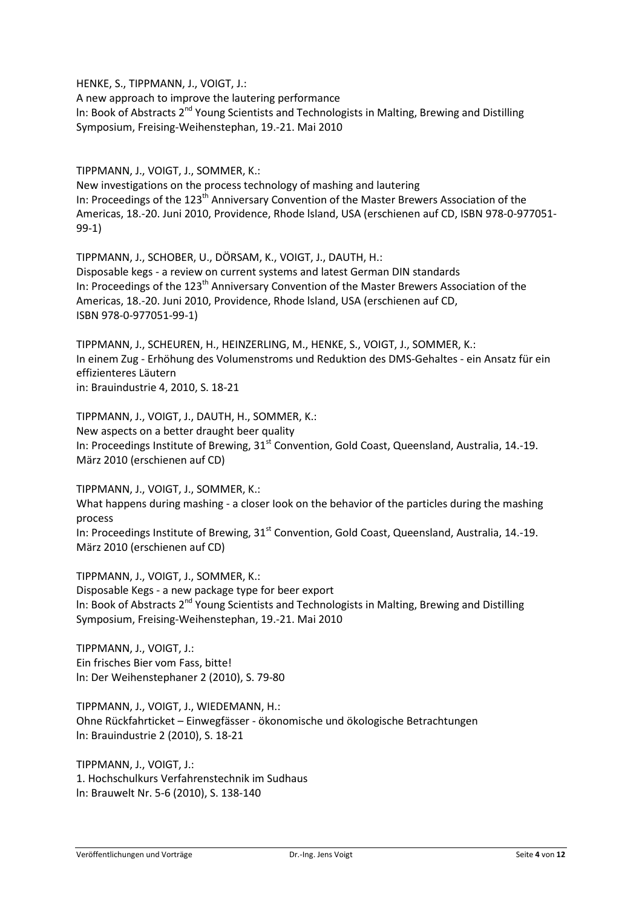HENKE, S., TIPPMANN, J., VOIGT, J.:
A new approach to improve the lautering performance
In: Book of Abstracts 2nd Young Scientists and Technologists in Malting, Brewing and Distilling Symposium, Freising-Weihenstephan, 19.-21. Mai 2010

TIPPMANN, J., VOIGT, J., SOMMER, K.:
New investigations on the process technology of mashing and lautering
In: Proceedings of the 123th Anniversary Convention of the Master Brewers Association of the Americas, 18.-20. Juni 2010, Providence, Rhode lsland, USA (erschienen auf CD, ISBN 978-0-977051-99-1)

TIPPMANN, J., SCHOBER, U., DÖRSAM, K., VOIGT, J., DAUTH, H.:
Disposable kegs - a review on current systems and latest German DIN standards
In: Proceedings of the 123th Anniversary Convention of the Master Brewers Association of the Americas, 18.-20. Juni 2010, Providence, Rhode lsland, USA (erschienen auf CD, ISBN 978-0-977051-99-1)

TIPPMANN, J., SCHEUREN, H., HEINZERLING, M., HENKE, S., VOIGT, J., SOMMER, K.:
In einem Zug - Erhöhung des Volumenstroms und Reduktion des DMS-Gehaltes - ein Ansatz für ein effizienteres Läutern
in: Brauindustrie 4, 2010, S. 18-21

TIPPMANN, J., VOIGT, J., DAUTH, H., SOMMER, K.:
New aspects on a better draught beer quality
In: Proceedings Institute of Brewing, 31st Convention, Gold Coast, Queensland, Australia, 14.-19. März 2010 (erschienen auf CD)

TIPPMANN, J., VOIGT, J., SOMMER, K.:
What happens during mashing - a closer look on the behavior of the particles during the mashing process
In: Proceedings Institute of Brewing, 31st Convention, Gold Coast, Queensland, Australia, 14.-19. März 2010 (erschienen auf CD)

TIPPMANN, J., VOIGT, J., SOMMER, K.:
Disposable Kegs - a new package type for beer export
In: Book of Abstracts 2nd Young Scientists and Technologists in Malting, Brewing and Distilling Symposium, Freising-Weihenstephan, 19.-21. Mai 2010

TIPPMANN, J., VOIGT, J.:
Ein frisches Bier vom Fass, bitte!
In: Der Weihenstephaner 2 (2010), S. 79-80

TIPPMANN, J., VOIGT, J., WIEDEMANN, H.:
Ohne Rückfahrticket – Einwegfässer - ökonomische und ökologische Betrachtungen
In: Brauindustrie 2 (2010), S. 18-21

TIPPMANN, J., VOIGT, J.:
1. Hochschulkurs Verfahrenstechnik im Sudhaus
In: Brauwelt Nr. 5-6 (2010), S. 138-140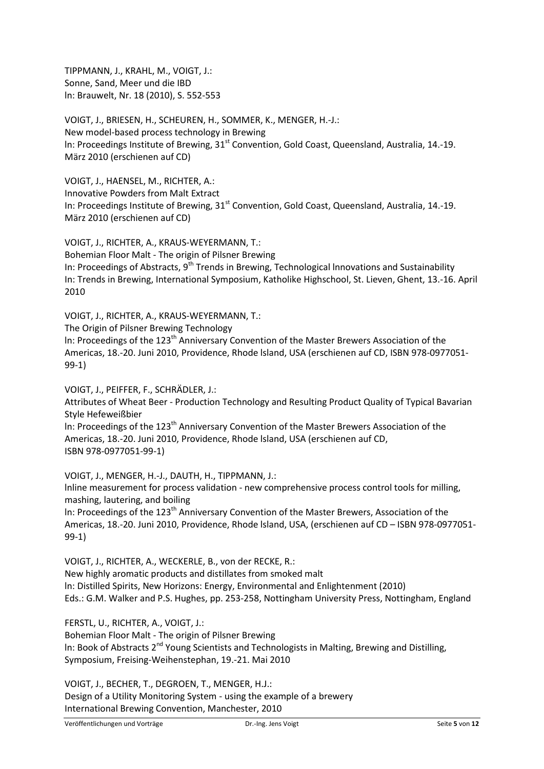TIPPMANN, J., KRAHL, M., VOIGT, J.:
Sonne, Sand, Meer und die IBD
In: Brauwelt, Nr. 18 (2010), S. 552-553

VOIGT, J., BRIESEN, H., SCHEUREN, H., SOMMER, K., MENGER, H.-J.:
New model-based process technology in Brewing
In: Proceedings Institute of Brewing, 31st Convention, Gold Coast, Queensland, Australia, 14.-19. März 2010 (erschienen auf CD)

VOIGT, J., HAENSEL, M., RICHTER, A.:
Innovative Powders from Malt Extract
In: Proceedings Institute of Brewing, 31st Convention, Gold Coast, Queensland, Australia, 14.-19. März 2010 (erschienen auf CD)

VOIGT, J., RICHTER, A., KRAUS-WEYERMANN, T.:
Bohemian Floor Malt - The origin of Pilsner Brewing
In: Proceedings of Abstracts, 9th Trends in Brewing, Technological Innovations and Sustainability
In: Trends in Brewing, International Symposium, Katholike Highschool, St. Lieven, Ghent, 13.-16. April 2010

VOIGT, J., RICHTER, A., KRAUS-WEYERMANN, T.:
The Origin of Pilsner Brewing Technology
In: Proceedings of the 123th Anniversary Convention of the Master Brewers Association of the Americas, 18.-20. Juni 2010, Providence, Rhode Island, USA (erschienen auf CD, ISBN 978-0977051-99-1)

VOIGT, J., PEIFFER, F., SCHRÄDLER, J.:
Attributes of Wheat Beer - Production Technology and Resulting Product Quality of Typical Bavarian Style Hefeweißbier
In: Proceedings of the 123th Anniversary Convention of the Master Brewers Association of the Americas, 18.-20. Juni 2010, Providence, Rhode Island, USA (erschienen auf CD, ISBN 978-0977051-99-1)

VOIGT, J., MENGER, H.-J., DAUTH, H., TIPPMANN, J.:
Inline measurement for process validation - new comprehensive process control tools for milling, mashing, lautering, and boiling
In: Proceedings of the 123th Anniversary Convention of the Master Brewers, Association of the Americas, 18.-20. Juni 2010, Providence, Rhode Island, USA, (erschienen auf CD – ISBN 978-0977051-99-1)

VOIGT, J., RICHTER, A., WECKERLE, B., von der RECKE, R.:
New highly aromatic products and distillates from smoked malt
In: Distilled Spirits, New Horizons: Energy, Environmental and Enlightenment (2010)
Eds.: G.M. Walker and P.S. Hughes, pp. 253-258, Nottingham University Press, Nottingham, England

FERSTL, U., RICHTER, A., VOIGT, J.:
Bohemian Floor Malt - The origin of Pilsner Brewing
In: Book of Abstracts 2nd Young Scientists and Technologists in Malting, Brewing and Distilling, Symposium, Freising-Weihenstephan, 19.-21. Mai 2010

VOIGT, J., BECHER, T., DEGROEN, T., MENGER, H.J.:
Design of a Utility Monitoring System - using the example of a brewery
International Brewing Convention, Manchester, 2010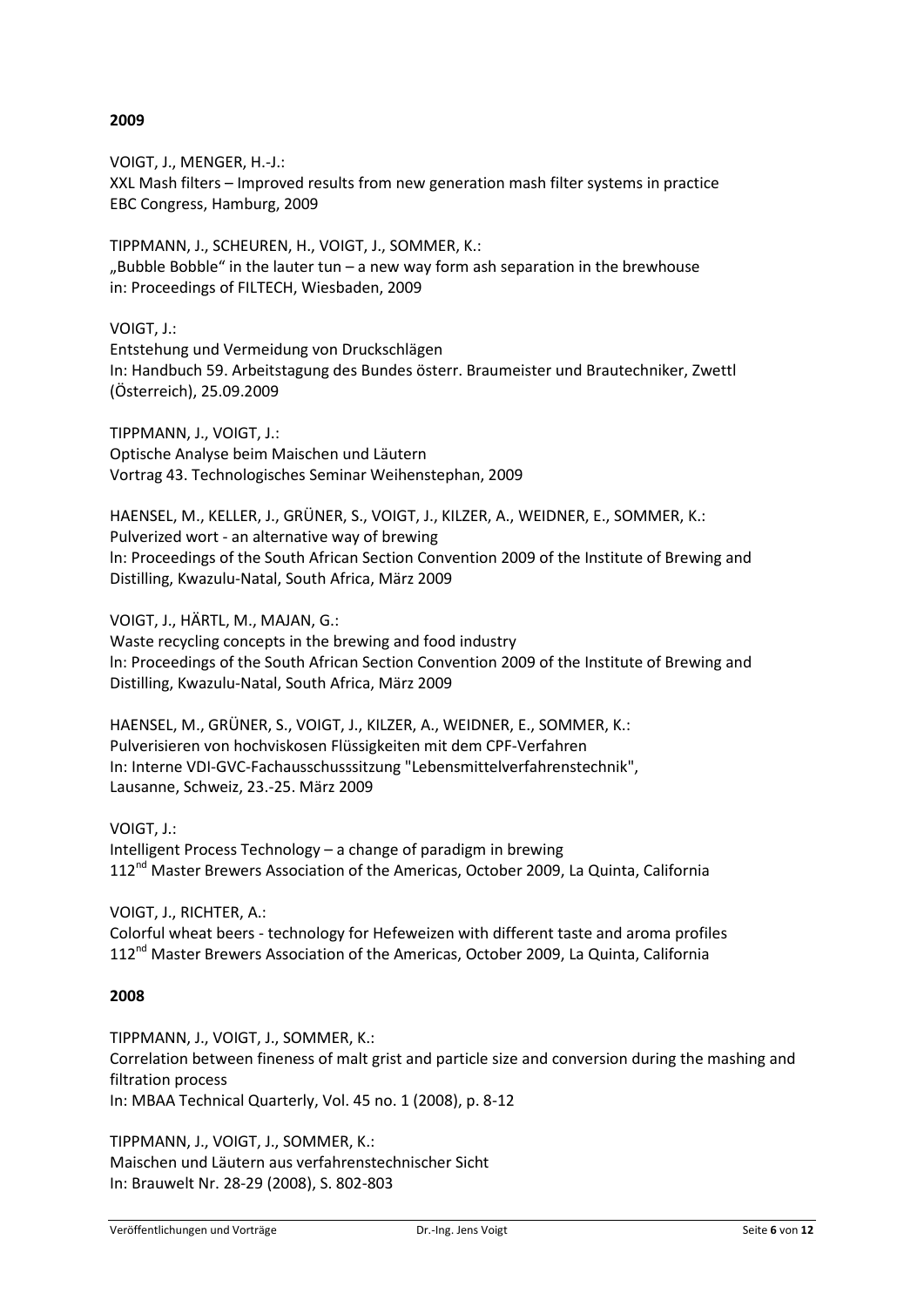**2009**

VOIGT, J., MENGER, H.-J.:
XXL Mash filters – Improved results from new generation mash filter systems in practice
EBC Congress, Hamburg, 2009

TIPPMANN, J., SCHEUREN, H., VOIGT, J., SOMMER, K.:
„Bubble Bobble" in the lauter tun – a new way form ash separation in the brewhouse
in: Proceedings of FILTECH, Wiesbaden, 2009

VOIGT, J.:
Entstehung und Vermeidung von Druckschlägen
In: Handbuch 59. Arbeitstagung des Bundes österr. Braumeister und Brautechniker, Zwettl (Österreich), 25.09.2009

TIPPMANN, J., VOIGT, J.:
Optische Analyse beim Maischen und Läutern
Vortrag 43. Technologisches Seminar Weihenstephan, 2009

HAENSEL, M., KELLER, J., GRÜNER, S., VOIGT, J., KILZER, A., WEIDNER, E., SOMMER, K.:
Pulverized wort - an alternative way of brewing
ln: Proceedings of the South African Section Convention 2009 of the Institute of Brewing and Distilling, Kwazulu-Natal, South Africa, März 2009

VOIGT, J., HÄRTL, M., MAJAN, G.:
Waste recycling concepts in the brewing and food industry
ln: Proceedings of the South African Section Convention 2009 of the Institute of Brewing and Distilling, Kwazulu-Natal, South Africa, März 2009

HAENSEL, M., GRÜNER, S., VOIGT, J., KILZER, A., WEIDNER, E., SOMMER, K.:
Pulverisieren von hochviskosen Flüssigkeiten mit dem CPF-Verfahren
In: Interne VDI-GVC-Fachausschusssitzung "Lebensmittelverfahrenstechnik", Lausanne, Schweiz, 23.-25. März 2009

VOIGT, J.:
Intelligent Process Technology – a change of paradigm in brewing
112nd Master Brewers Association of the Americas, October 2009, La Quinta, California

VOIGT, J., RICHTER, A.:
Colorful wheat beers - technology for Hefeweizen with different taste and aroma profiles
112nd Master Brewers Association of the Americas, October 2009, La Quinta, California

**2008**

TIPPMANN, J., VOIGT, J., SOMMER, K.:
Correlation between fineness of malt grist and particle size and conversion during the mashing and filtration process
In: MBAA Technical Quarterly, Vol. 45 no. 1 (2008), p. 8-12

TIPPMANN, J., VOIGT, J., SOMMER, K.:
Maischen und Läutern aus verfahrenstechnischer Sicht
In: Brauwelt Nr. 28-29 (2008), S. 802-803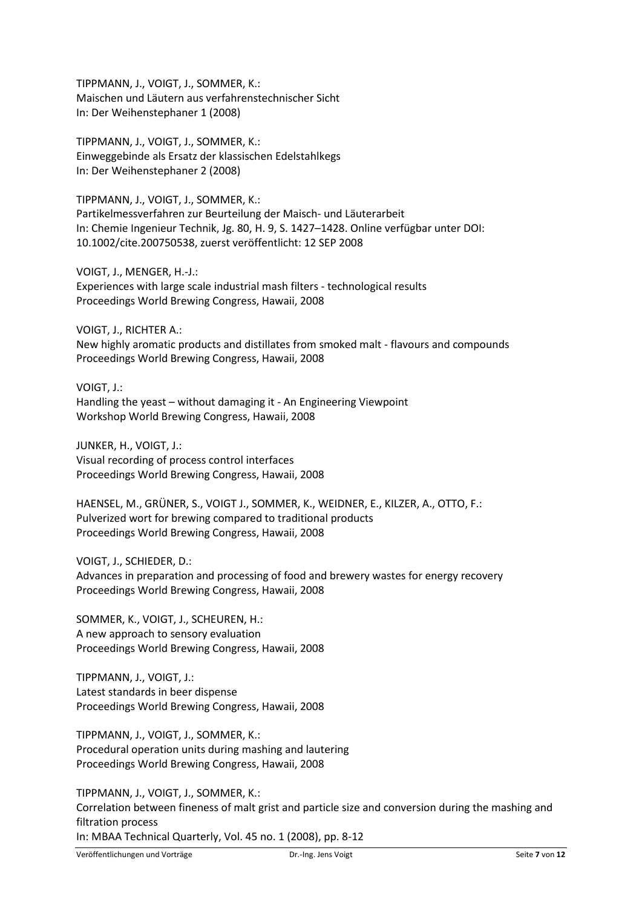TIPPMANN, J., VOIGT, J., SOMMER, K.:
Maischen und Läutern aus verfahrenstechnischer Sicht
In: Der Weihenstephaner 1 (2008)

TIPPMANN, J., VOIGT, J., SOMMER, K.:
Einweggebinde als Ersatz der klassischen Edelstahlkegs
In: Der Weihenstephaner 2 (2008)

TIPPMANN, J., VOIGT, J., SOMMER, K.:
Partikelmessverfahren zur Beurteilung der Maisch- und Läuterarbeit
In: Chemie Ingenieur Technik, Jg. 80, H. 9, S. 1427–1428. Online verfügbar unter DOI: 10.1002/cite.200750538, zuerst veröffentlicht: 12 SEP 2008

VOIGT, J., MENGER, H.-J.:
Experiences with large scale industrial mash filters - technological results
Proceedings World Brewing Congress, Hawaii, 2008

VOIGT, J., RICHTER A.:
New highly aromatic products and distillates from smoked malt - flavours and compounds
Proceedings World Brewing Congress, Hawaii, 2008

VOIGT, J.:
Handling the yeast – without damaging it - An Engineering Viewpoint
Workshop World Brewing Congress, Hawaii, 2008

JUNKER, H., VOIGT, J.:
Visual recording of process control interfaces
Proceedings World Brewing Congress, Hawaii, 2008

HAENSEL, M., GRÜNER, S., VOIGT J., SOMMER, K., WEIDNER, E., KILZER, A., OTTO, F.:
Pulverized wort for brewing compared to traditional products
Proceedings World Brewing Congress, Hawaii, 2008

VOIGT, J., SCHIEDER, D.:
Advances in preparation and processing of food and brewery wastes for energy recovery
Proceedings World Brewing Congress, Hawaii, 2008

SOMMER, K., VOIGT, J., SCHEUREN, H.:
A new approach to sensory evaluation
Proceedings World Brewing Congress, Hawaii, 2008

TIPPMANN, J., VOIGT, J.:
Latest standards in beer dispense
Proceedings World Brewing Congress, Hawaii, 2008

TIPPMANN, J., VOIGT, J., SOMMER, K.:
Procedural operation units during mashing and lautering
Proceedings World Brewing Congress, Hawaii, 2008

TIPPMANN, J., VOIGT, J., SOMMER, K.:
Correlation between fineness of malt grist and particle size and conversion during the mashing and filtration process
In: MBAA Technical Quarterly, Vol. 45 no. 1 (2008), pp. 8-12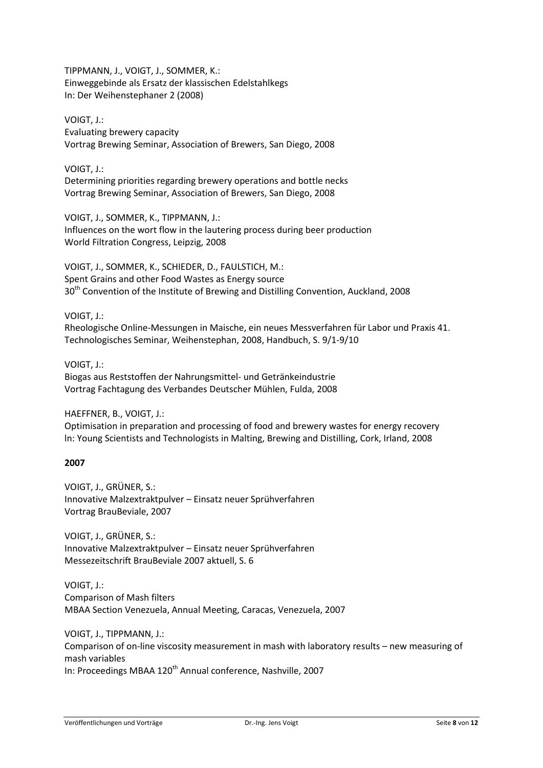TIPPMANN, J., VOIGT, J., SOMMER, K.:  
Einweggebinde als Ersatz der klassischen Edelstahlkegs  
In: Der Weihenstephaner 2 (2008)

VOIGT, J.:  
Evaluating brewery capacity  
Vortrag Brewing Seminar, Association of Brewers, San Diego, 2008

VOIGT, J.:  
Determining priorities regarding brewery operations and bottle necks  
Vortrag Brewing Seminar, Association of Brewers, San Diego, 2008

VOIGT, J., SOMMER, K., TIPPMANN, J.:  
Influences on the wort flow in the lautering process during beer production  
World Filtration Congress, Leipzig, 2008

VOIGT, J., SOMMER, K., SCHIEDER, D., FAULSTICH, M.:  
Spent Grains and other Food Wastes as Energy source  
30th Convention of the Institute of Brewing and Distilling Convention, Auckland, 2008

VOIGT, J.:  
Rheologische Online-Messungen in Maische, ein neues Messverfahren für Labor und Praxis 41. Technologisches Seminar, Weihenstephan, 2008, Handbuch, S. 9/1-9/10

VOIGT, J.:  
Biogas aus Reststoffen der Nahrungsmittel- und Getränkeindustrie  
Vortrag Fachtagung des Verbandes Deutscher Mühlen, Fulda, 2008

HAEFFNER, B., VOIGT, J.:  
Optimisation in preparation and processing of food and brewery wastes for energy recovery  
ln: Young Scientists and Technologists in Malting, Brewing and Distilling, Cork, Irland, 2008

**2007**

VOIGT, J., GRÜNER, S.:  
Innovative Malzextraktpulver – Einsatz neuer Sprühverfahren  
Vortrag BrauBeviale, 2007

VOIGT, J., GRÜNER, S.:  
Innovative Malzextraktpulver – Einsatz neuer Sprühverfahren  
Messezeitschrift BrauBeviale 2007 aktuell, S. 6

VOIGT, J.:  
Comparison of Mash filters  
MBAA Section Venezuela, Annual Meeting, Caracas, Venezuela, 2007

VOIGT, J., TIPPMANN, J.:  
Comparison of on-line viscosity measurement in mash with laboratory results – new measuring of mash variables  
In: Proceedings MBAA 120th Annual conference, Nashville, 2007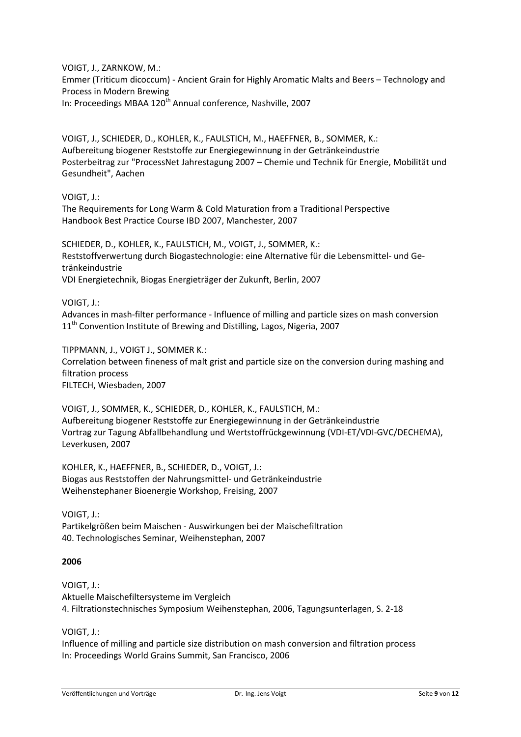VOIGT, J., ZARNKOW, M.:
Emmer (Triticum dicoccum) - Ancient Grain for Highly Aromatic Malts and Beers – Technology and Process in Modern Brewing
In: Proceedings MBAA 120th Annual conference, Nashville, 2007

VOIGT, J., SCHIEDER, D., KOHLER, K., FAULSTICH, M., HAEFFNER, B., SOMMER, K.:
Aufbereitung biogener Reststoffe zur Energiegewinnung in der Getränkeindustrie
Posterbeitrag zur "ProcessNet Jahrestagung 2007 – Chemie und Technik für Energie, Mobilität und Gesundheit", Aachen

VOIGT, J.:
The Requirements for Long Warm & Cold Maturation from a Traditional Perspective
Handbook Best Practice Course IBD 2007, Manchester, 2007

SCHIEDER, D., KOHLER, K., FAULSTICH, M., VOIGT, J., SOMMER, K.:
Reststoffverwertung durch Biogastechnologie: eine Alternative für die Lebensmittel- und Getränkeindustrie
VDI Energietechnik, Biogas Energieträger der Zukunft, Berlin, 2007

VOIGT, J.:
Advances in mash-filter performance - Influence of milling and particle sizes on mash conversion
11th Convention Institute of Brewing and Distilling, Lagos, Nigeria, 2007

TIPPMANN, J., VOIGT J., SOMMER K.:
Correlation between fineness of malt grist and particle size on the conversion during mashing and filtration process
FILTECH, Wiesbaden, 2007

VOIGT, J., SOMMER, K., SCHIEDER, D., KOHLER, K., FAULSTICH, M.:
Aufbereitung biogener Reststoffe zur Energiegewinnung in der Getränkeindustrie
Vortrag zur Tagung Abfallbehandlung und Wertstoffrückgewinnung (VDI-ET/VDI-GVC/DECHEMA), Leverkusen, 2007

KOHLER, K., HAEFFNER, B., SCHIEDER, D., VOIGT, J.:
Biogas aus Reststoffen der Nahrungsmittel- und Getränkeindustrie
Weihenstephaner Bioenergie Workshop, Freising, 2007

VOIGT, J.:
Partikelgrößen beim Maischen - Auswirkungen bei der Maischefiltration
40. Technologisches Seminar, Weihenstephan, 2007

**2006**

VOIGT, J.:
Aktuelle Maischefiltersysteme im Vergleich
4. Filtrationstechnisches Symposium Weihenstephan, 2006, Tagungsunterlagen, S. 2-18

VOIGT, J.:
Influence of milling and particle size distribution on mash conversion and filtration process
In: Proceedings World Grains Summit, San Francisco, 2006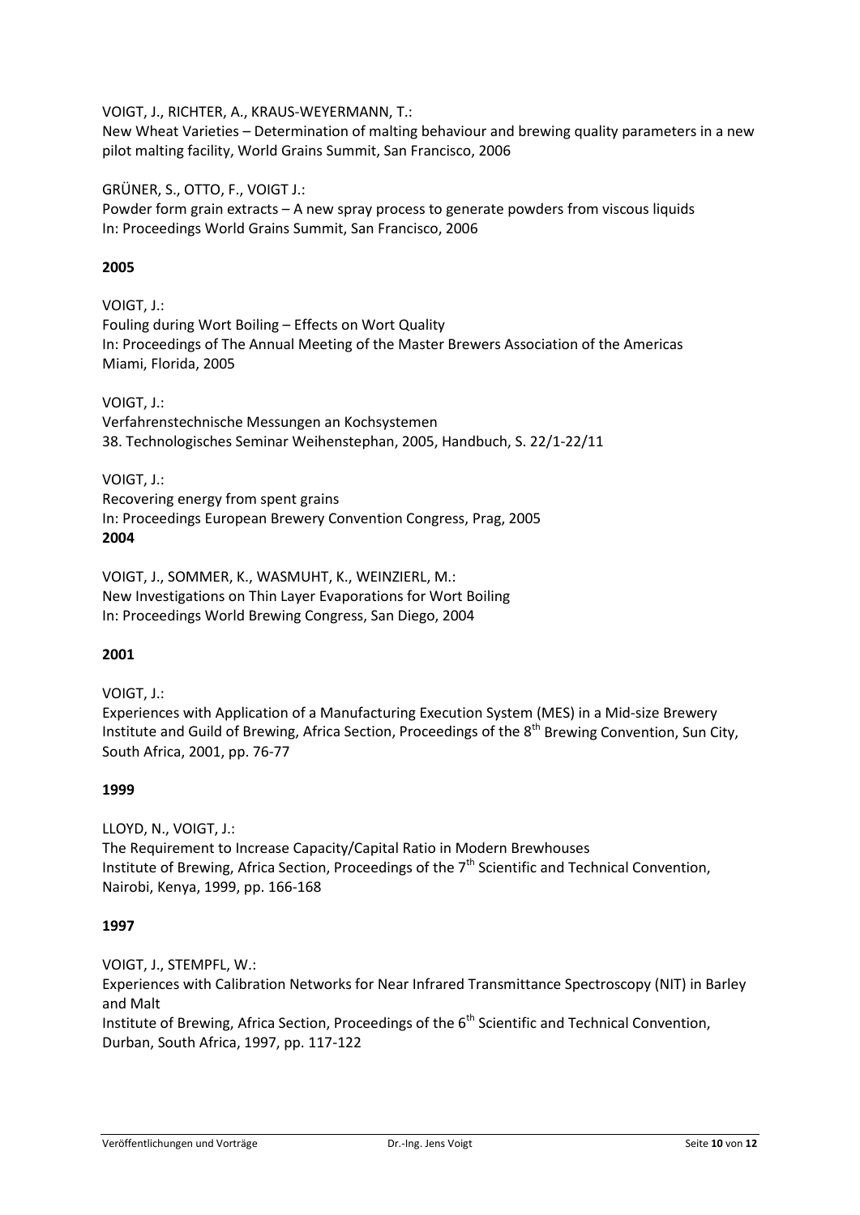VOIGT, J., RICHTER, A., KRAUS-WEYERMANN, T.:
New Wheat Varieties – Determination of malting behaviour and brewing quality parameters in a new pilot malting facility, World Grains Summit, San Francisco, 2006

GRÜNER, S., OTTO, F., VOIGT J.:
Powder form grain extracts – A new spray process to generate powders from viscous liquids
In: Proceedings World Grains Summit, San Francisco, 2006

**2005**

VOIGT, J.:
Fouling during Wort Boiling – Effects on Wort Quality
In: Proceedings of The Annual Meeting of the Master Brewers Association of the Americas
Miami, Florida, 2005

VOIGT, J.:
Verfahrenstechnische Messungen an Kochsystemen
38. Technologisches Seminar Weihenstephan, 2005, Handbuch, S. 22/1-22/11

VOIGT, J.:
Recovering energy from spent grains
In: Proceedings European Brewery Convention Congress, Prag, 2005

**2004**

VOIGT, J., SOMMER, K., WASMUHT, K., WEINZIERL, M.:
New Investigations on Thin Layer Evaporations for Wort Boiling
In: Proceedings World Brewing Congress, San Diego, 2004

**2001**

VOIGT, J.:
Experiences with Application of a Manufacturing Execution System (MES) in a Mid-size Brewery
Institute and Guild of Brewing, Africa Section, Proceedings of the 8th Brewing Convention, Sun City, South Africa, 2001, pp. 76-77

**1999**

LLOYD, N., VOIGT, J.:
The Requirement to Increase Capacity/Capital Ratio in Modern Brewhouses
Institute of Brewing, Africa Section, Proceedings of the 7th Scientific and Technical Convention, Nairobi, Kenya, 1999, pp. 166-168

**1997**

VOIGT, J., STEMPFL, W.:
Experiences with Calibration Networks for Near Infrared Transmittance Spectroscopy (NIT) in Barley and Malt
Institute of Brewing, Africa Section, Proceedings of the 6th Scientific and Technical Convention, Durban, South Africa, 1997, pp. 117-122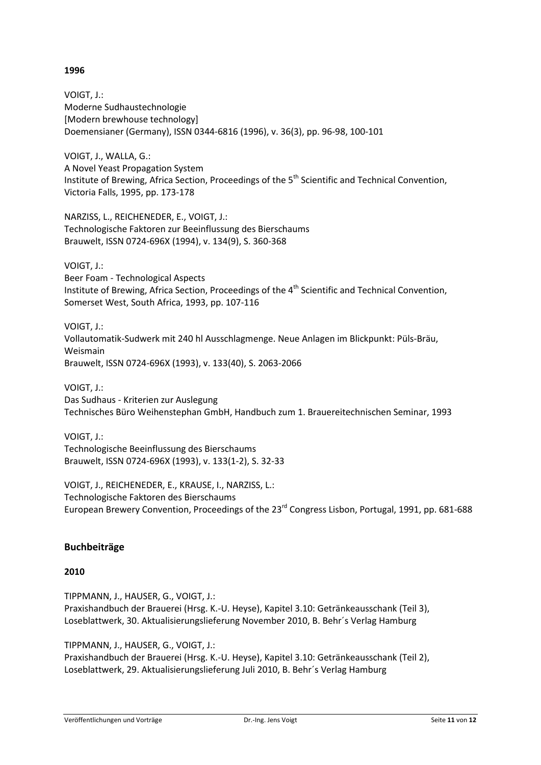**1996**

VOIGT, J.:
Moderne Sudhaustechnologie
[Modern brewhouse technology]
Doemensianer (Germany), ISSN 0344-6816 (1996), v. 36(3), pp. 96-98, 100-101

VOIGT, J., WALLA, G.:
A Novel Yeast Propagation System
Institute of Brewing, Africa Section, Proceedings of the 5th Scientific and Technical Convention, Victoria Falls, 1995, pp. 173-178

NARZISS, L., REICHENEDER, E., VOIGT, J.:
Technologische Faktoren zur Beeinflussung des Bierschaums
Brauwelt, ISSN 0724-696X (1994), v. 134(9), S. 360-368

VOIGT, J.:
Beer Foam - Technological Aspects
Institute of Brewing, Africa Section, Proceedings of the 4th Scientific and Technical Convention, Somerset West, South Africa, 1993, pp. 107-116

VOIGT, J.:
Vollautomatik-Sudwerk mit 240 hl Ausschlagmenge. Neue Anlagen im Blickpunkt: Püls-Bräu, Weismain
Brauwelt, ISSN 0724-696X (1993), v. 133(40), S. 2063-2066

VOIGT, J.:
Das Sudhaus - Kriterien zur Auslegung
Technisches Büro Weihenstephan GmbH, Handbuch zum 1. Brauereitechnischen Seminar, 1993

VOIGT, J.:
Technologische Beeinflussung des Bierschaums
Brauwelt, ISSN 0724-696X (1993), v. 133(1-2), S. 32-33

VOIGT, J., REICHENEDER, E., KRAUSE, I., NARZISS, L.:
Technologische Faktoren des Bierschaums
European Brewery Convention, Proceedings of the 23rd Congress Lisbon, Portugal, 1991, pp. 681-688

## Buchbeiträge

**2010**

TIPPMANN, J., HAUSER, G., VOIGT, J.:
Praxishandbuch der Brauerei (Hrsg. K.-U. Heyse), Kapitel 3.10: Getränkeausschank (Teil 3), Loseblattwerk, 30. Aktualisierungslieferung November 2010, B. Behr´s Verlag Hamburg

TIPPMANN, J., HAUSER, G., VOIGT, J.:
Praxishandbuch der Brauerei (Hrsg. K.-U. Heyse), Kapitel 3.10: Getränkeausschank (Teil 2), Loseblattwerk, 29. Aktualisierungslieferung Juli 2010, B. Behr´s Verlag Hamburg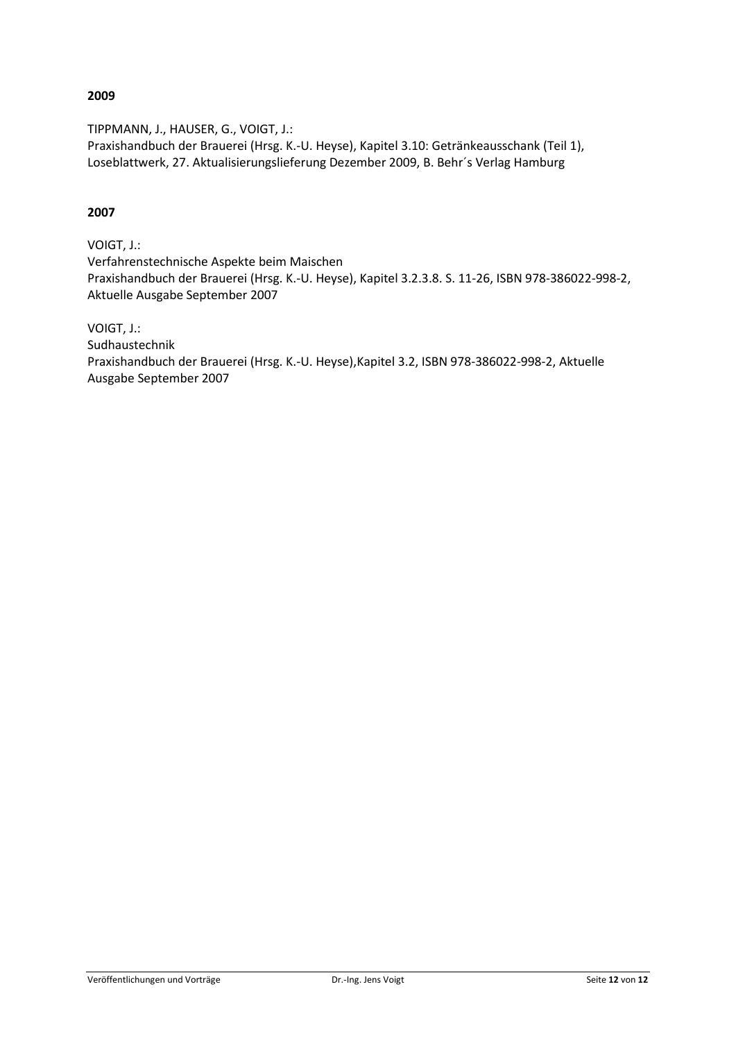**2009**

TIPPMANN, J., HAUSER, G., VOIGT, J.:
Praxishandbuch der Brauerei (Hrsg. K.-U. Heyse), Kapitel 3.10: Getränkeausschank (Teil 1), Loseblattwerk, 27. Aktualisierungslieferung Dezember 2009, B. Behr´s Verlag Hamburg

**2007**

VOIGT, J.:
Verfahrenstechnische Aspekte beim Maischen
Praxishandbuch der Brauerei (Hrsg. K.-U. Heyse), Kapitel 3.2.3.8. S. 11-26, ISBN 978-386022-998-2, Aktuelle Ausgabe September 2007

VOIGT, J.:
Sudhaustechnik
Praxishandbuch der Brauerei (Hrsg. K.-U. Heyse),Kapitel 3.2, ISBN 978-386022-998-2, Aktuelle Ausgabe September 2007